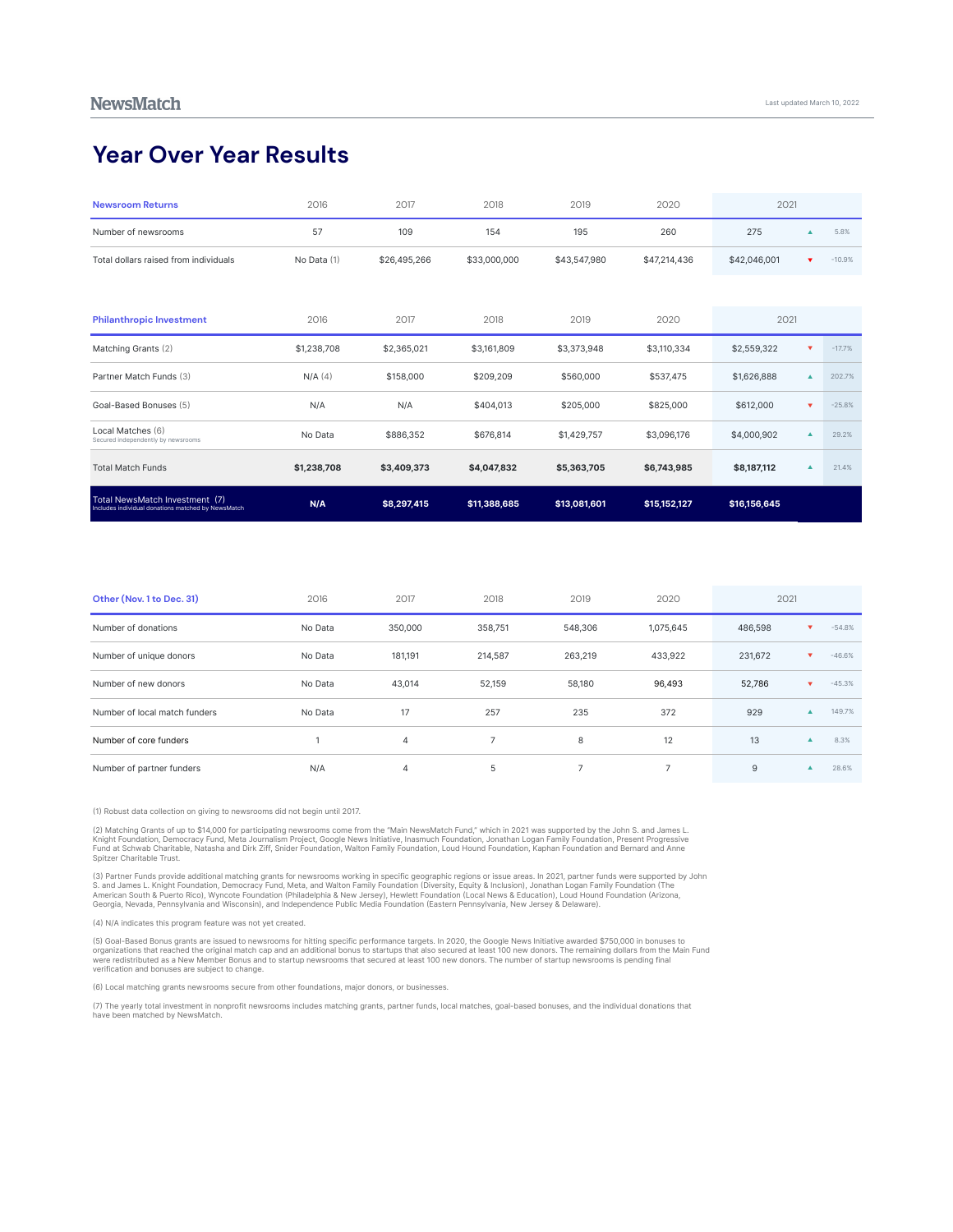NewsMatch

Last updated March 10, 2022

# Year Over Year Results

| Newsroom Returns | 2016 | 2017 | 2018 | 2019 | 2020 | 2021 | | |
|---|---|---|---|---|---|---|---|---|
| Number of newsrooms | 57 | 109 | 154 | 195 | 260 | 275 | ▲ | 5.8% |
| Total dollars raised from individuals | No Data (1) | $26,495,266 | $33,000,000 | $43,547,980 | $47,214,436 | $42,046,001 | ▼ | -10.9% |

| Philanthropic Investment | 2016 | 2017 | 2018 | 2019 | 2020 | 2021 | | |
|---|---|---|---|---|---|---|---|---|
| Matching Grants (2) | $1,238,708 | $2,365,021 | $3,161,809 | $3,373,948 | $3,110,334 | $2,559,322 | ▼ | -17.7% |
| Partner Match Funds (3) | N/A (4) | $158,000 | $209,209 | $560,000 | $537,475 | $1,626,888 | ▲ | 202.7% |
| Goal-Based Bonuses (5) | N/A | N/A | $404,013 | $205,000 | $825,000 | $612,000 | ▼ | -25.8% |
| Local Matches (6) Secured independently by newsrooms | No Data | $886,352 | $676,814 | $1,429,757 | $3,096,176 | $4,000,902 | ▲ | 29.2% |
| **Total Match Funds** | **$1,238,708** | **$3,409,373** | **$4,047,832** | **$5,363,705** | **$6,743,985** | **$8,187,112** | ▲ | 21.4% |
| Total NewsMatch Investment (7) Includes individual donations matched by NewsMatch | **N/A** | **$8,297,415** | **$11,388,685** | **$13,081,601** | **$15,152,127** | **$16,156,645** | | |

| Other (Nov. 1 to Dec. 31) | 2016 | 2017 | 2018 | 2019 | 2020 | 2021 | | |
|---|---|---|---|---|---|---|---|---|
| Number of donations | No Data | 350,000 | 358,751 | 548,306 | 1,075,645 | 486,598 | ▼ | -54.8% |
| Number of unique donors | No Data | 181,191 | 214,587 | 263,219 | 433,922 | 231,672 | ▼ | -46.6% |
| Number of new donors | No Data | 43,014 | 52,159 | 58,180 | 96,493 | 52,786 | ▼ | -45.3% |
| Number of local match funders | No Data | 17 | 257 | 235 | 372 | 929 | ▲ | 149.7% |
| Number of core funders | 1 | 4 | 7 | 8 | 12 | 13 | ▲ | 8.3% |
| Number of partner funders | N/A | 4 | 5 | 7 | 7 | 9 | ▲ | 28.6% |

(1) Robust data collection on giving to newsrooms did not begin until 2017.

(2) Matching Grants of up to $14,000 for participating newsrooms come from the "Main NewsMatch Fund," which in 2021 was supported by the John S. and James L. Knight Foundation, Democracy Fund, Meta Journalism Project, Google News Initiative, Inasmuch Foundation, Jonathan Logan Family Foundation, Present Progressive Fund at Schwab Charitable, Natasha and Dirk Ziff, Snider Foundation, Walton Family Foundation, Loud Hound Foundation, Kaphan Foundation and Bernard and Anne Spitzer Charitable Trust.

(3) Partner Funds provide additional matching grants for newsrooms working in specific geographic regions or issue areas. In 2021, partner funds were supported by John S. and James L. Knight Foundation, Democracy Fund, Meta, and Walton Family Foundation (Diversity, Equity & Inclusion), Jonathan Logan Family Foundation (The American South & Puerto Rico), Wyncote Foundation (Philadelphia & New Jersey), Hewlett Foundation (Local News & Education), Loud Hound Foundation (Arizona, Georgia, Nevada, Pennsylvania and Wisconsin), and Independence Public Media Foundation (Eastern Pennsylvania, New Jersey & Delaware).

(4) N/A indicates this program feature was not yet created.

(5) Goal-Based Bonus grants are issued to newsrooms for hitting specific performance targets. In 2020, the Google News Initiative awarded $750,000 in bonuses to organizations that reached the original match cap and an additional bonus to startups that also secured at least 100 new donors. The remaining dollars from the Main Fund were redistributed as a New Member Bonus and to startup newsrooms that secured at least 100 new donors. The number of startup newsrooms is pending final verification and bonuses are subject to change.

(6) Local matching grants newsrooms secure from other foundations, major donors, or businesses.

(7) The yearly total investment in nonprofit newsrooms includes matching grants, partner funds, local matches, goal-based bonuses, and the individual donations that have been matched by NewsMatch.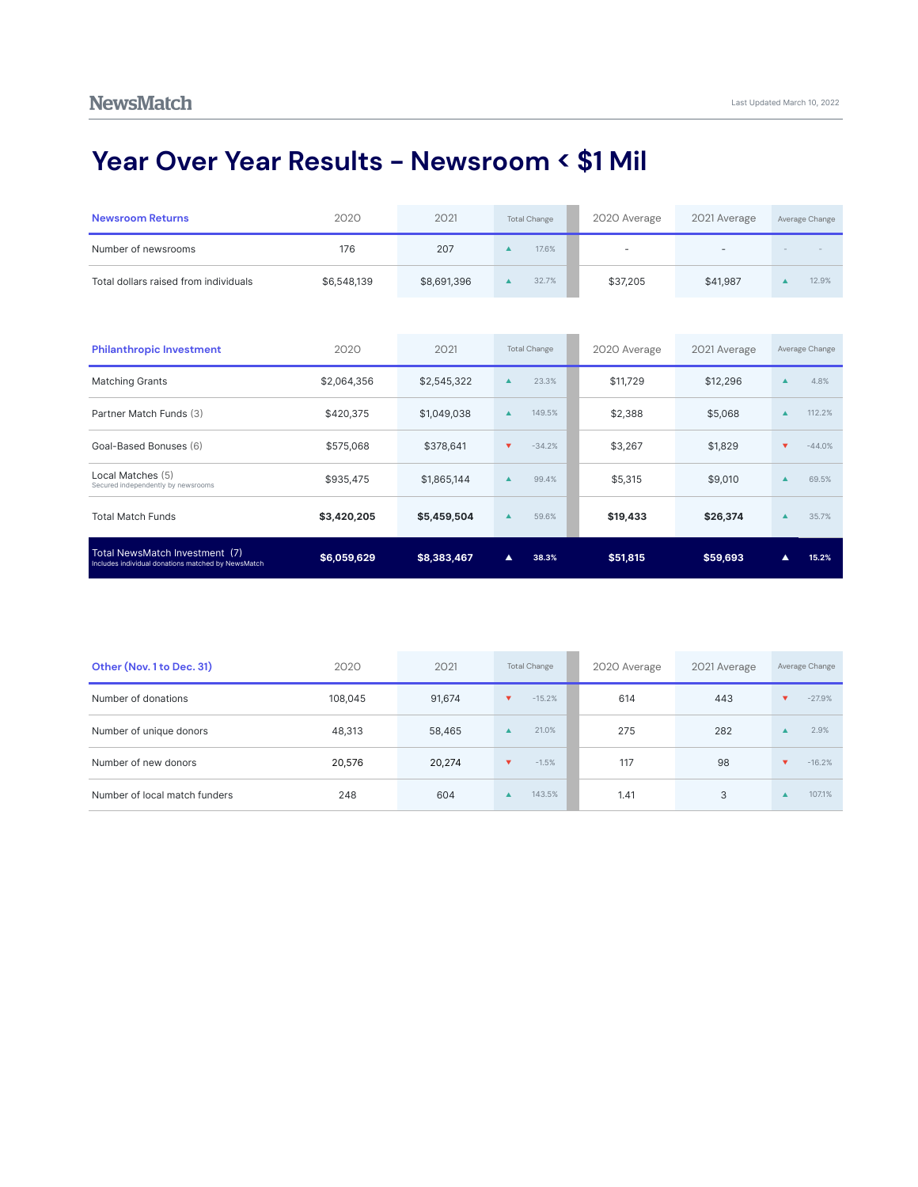NewsMatch

Last Updated March 10, 2022

# Year Over Year Results – Newsroom < $1 Mil

| Newsroom Returns | 2020 | 2021 | Total Change | 2020 Average | 2021 Average | Average Change |
|---|---|---|---|---|---|---|
| Number of newsrooms | 176 | 207 | ▲ 17.6% | - | - | - - |
| Total dollars raised from individuals | $6,548,139 | $8,691,396 | ▲ 32.7% | $37,205 | $41,987 | ▲ 12.9% |

| Philanthropic Investment | 2020 | 2021 | Total Change | 2020 Average | 2021 Average | Average Change |
|---|---|---|---|---|---|---|
| Matching Grants | $2,064,356 | $2,545,322 | ▲ 23.3% | $11,729 | $12,296 | ▲ 4.8% |
| Partner Match Funds (3) | $420,375 | $1,049,038 | ▲ 149.5% | $2,388 | $5,068 | ▲ 112.2% |
| Goal-Based Bonuses (6) | $575,068 | $378,641 | ▼ -34.2% | $3,267 | $1,829 | ▼ -44.0% |
| Local Matches (5) Secured independently by newsrooms | $935,475 | $1,865,144 | ▲ 99.4% | $5,315 | $9,010 | ▲ 69.5% |
| Total Match Funds | **$3,420,205** | **$5,459,504** | ▲ 59.6% | **$19,433** | **$26,374** | ▲ 35.7% |
| **Total NewsMatch Investment (7)** Includes individual donations matched by NewsMatch | **$6,059,629** | **$8,383,467** | **▲ 38.3%** | **$51,815** | **$59,693** | **▲ 15.2%** |

| Other (Nov. 1 to Dec. 31) | 2020 | 2021 | Total Change | 2020 Average | 2021 Average | Average Change |
|---|---|---|---|---|---|---|
| Number of donations | 108,045 | 91,674 | ▼ -15.2% | 614 | 443 | ▼ -27.9% |
| Number of unique donors | 48,313 | 58,465 | ▲ 21.0% | 275 | 282 | ▲ 2.9% |
| Number of new donors | 20,576 | 20,274 | ▼ -1.5% | 117 | 98 | ▼ -16.2% |
| Number of local match funders | 248 | 604 | ▲ 143.5% | 1.41 | 3 | ▲ 107.1% |